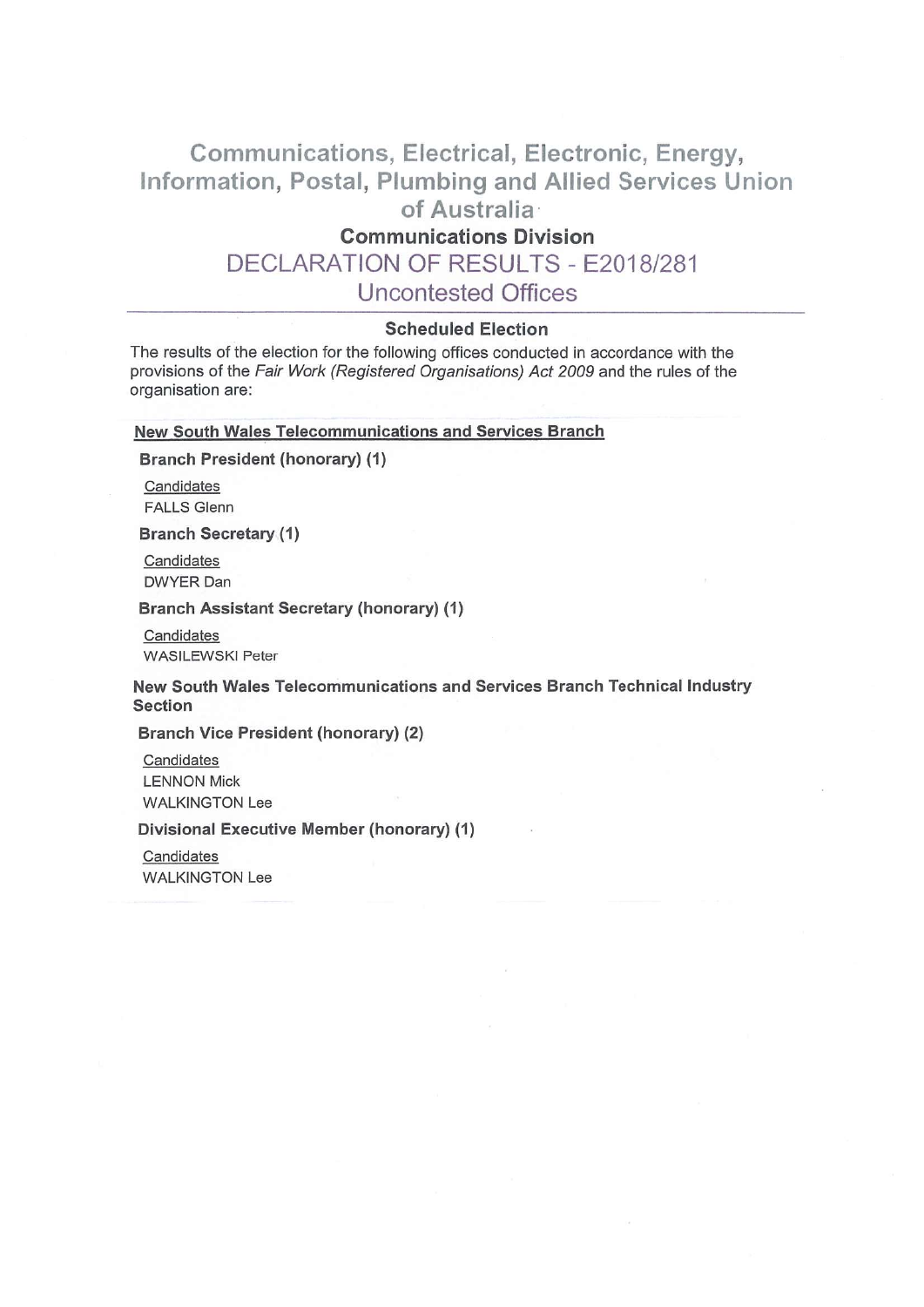# Communications, Electrical, Electronic, Energy, Information, Postal, Plumbing and Allied Services Union of Australia

## Communications Division

## DECLARATION OF RESULTS - E2018/281

## Uncontested Offices

---

### Scheduled Election

The results of the election for the following offices conducted in accordance with the provisions of the *Fair Work (Registered Organisations) Act 2009* and the rules of the organisation are:

#### New South Wales Telecommunications and Services Branch

**Branch President (honorary) (1)**

Candidates
FALLS Glenn

**Branch Secretary (1)**

Candidates
DWYER Dan

**Branch Assistant Secretary (honorary) (1)**

Candidates
WASILEWSKI Peter

#### New South Wales Telecommunications and Services Branch Technical Industry Section

**Branch Vice President (honorary) (2)**

Candidates
LENNON Mick
WALKINGTON Lee

**Divisional Executive Member (honorary) (1)**

Candidates
WALKINGTON Lee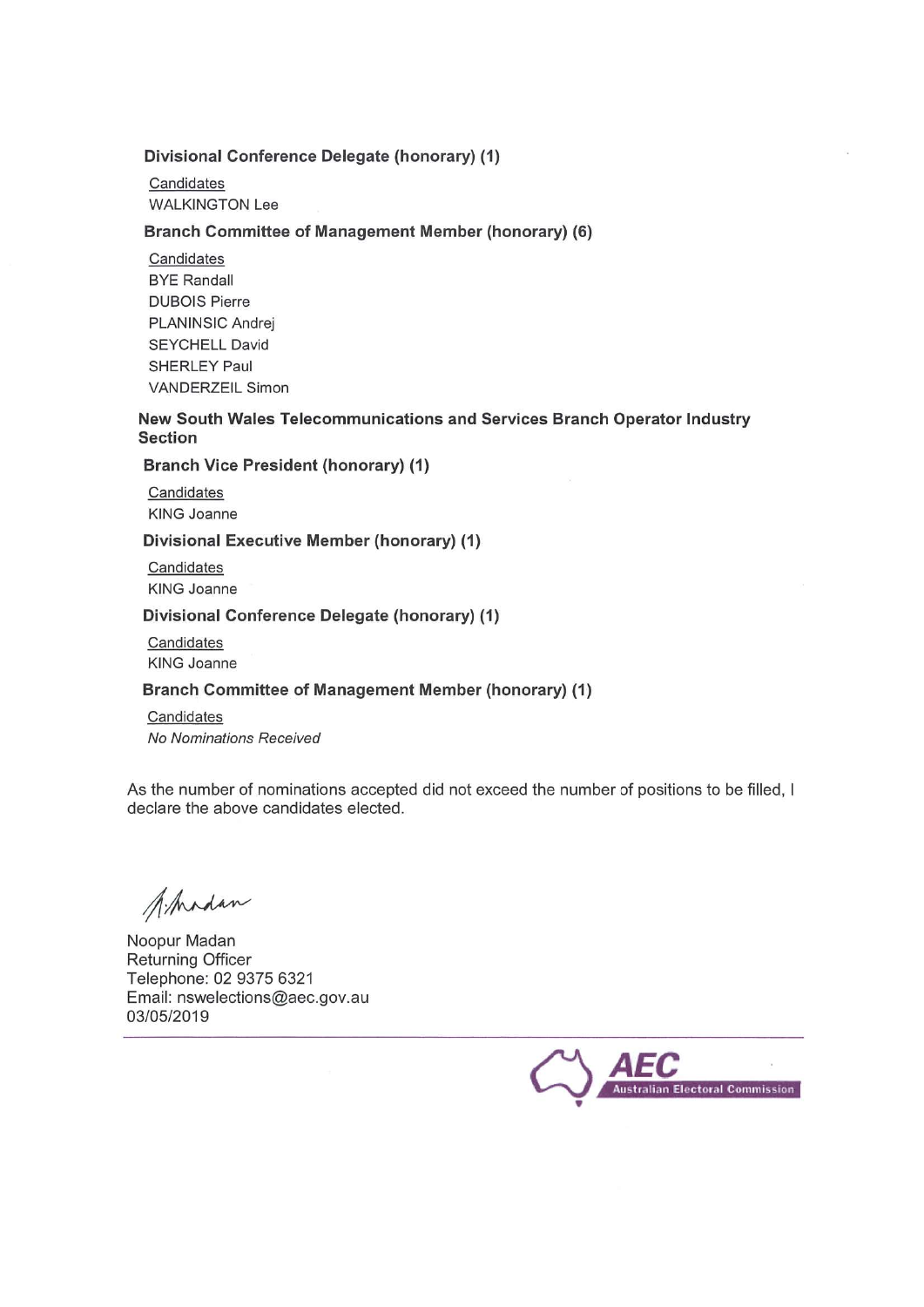### Divisional Conference Delegate (honorary) (1)

Candidates
WALKINGTON Lee

### Branch Committee of Management Member (honorary) (6)

Candidates
BYE Randall
DUBOIS Pierre
PLANINSIC Andrej
SEYCHELL David
SHERLEY Paul
VANDERZEIL Simon

## New South Wales Telecommunications and Services Branch Operator Industry Section

### Branch Vice President (honorary) (1)

Candidates
KING Joanne

### Divisional Executive Member (honorary) (1)

Candidates
KING Joanne

### Divisional Conference Delegate (honorary) (1)

Candidates
KING Joanne

### Branch Committee of Management Member (honorary) (1)

Candidates
*No Nominations Received*

As the number of nominations accepted did not exceed the number of positions to be filled, I declare the above candidates elected.

Noopur Madan
Returning Officer
Telephone: 02 9375 6321
Email: nswelections@aec.gov.au
03/05/2019